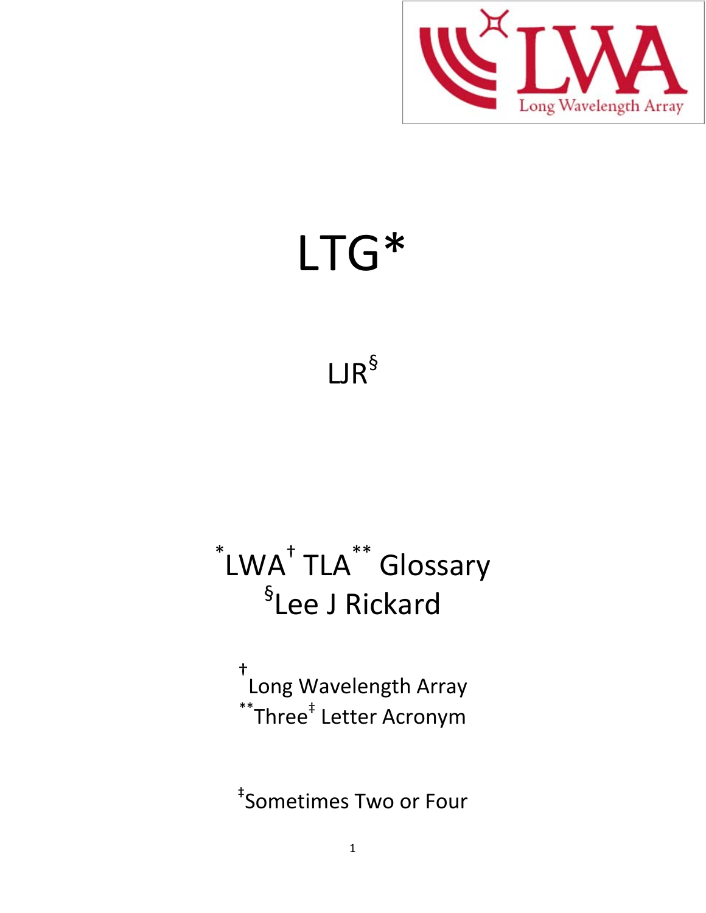# LTG*

LJR§

*LWA† TLA** Glossary
§Lee J Rickard

†Long Wavelength Array
**Three‡ Letter Acronym

‡Sometimes Two or Four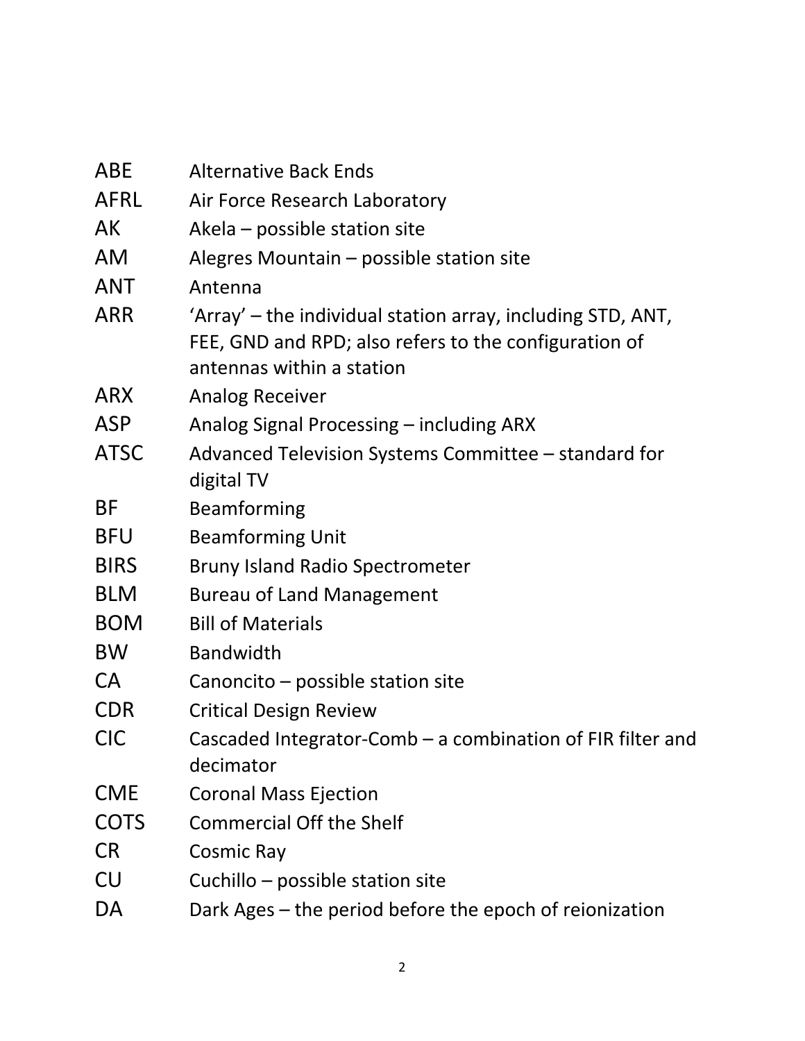| | |
|---|---|
| ABE | Alternative Back Ends |
| AFRL | Air Force Research Laboratory |
| AK | Akela – possible station site |
| AM | Alegres Mountain – possible station site |
| ANT | Antenna |
| ARR | 'Array' – the individual station array, including STD, ANT, FEE, GND and RPD; also refers to the configuration of antennas within a station |
| ARX | Analog Receiver |
| ASP | Analog Signal Processing – including ARX |
| ATSC | Advanced Television Systems Committee – standard for digital TV |
| BF | Beamforming |
| BFU | Beamforming Unit |
| BIRS | Bruny Island Radio Spectrometer |
| BLM | Bureau of Land Management |
| BOM | Bill of Materials |
| BW | Bandwidth |
| CA | Canoncito – possible station site |
| CDR | Critical Design Review |
| CIC | Cascaded Integrator-Comb – a combination of FIR filter and decimator |
| CME | Coronal Mass Ejection |
| COTS | Commercial Off the Shelf |
| CR | Cosmic Ray |
| CU | Cuchillo – possible station site |
| DA | Dark Ages – the period before the epoch of reionization |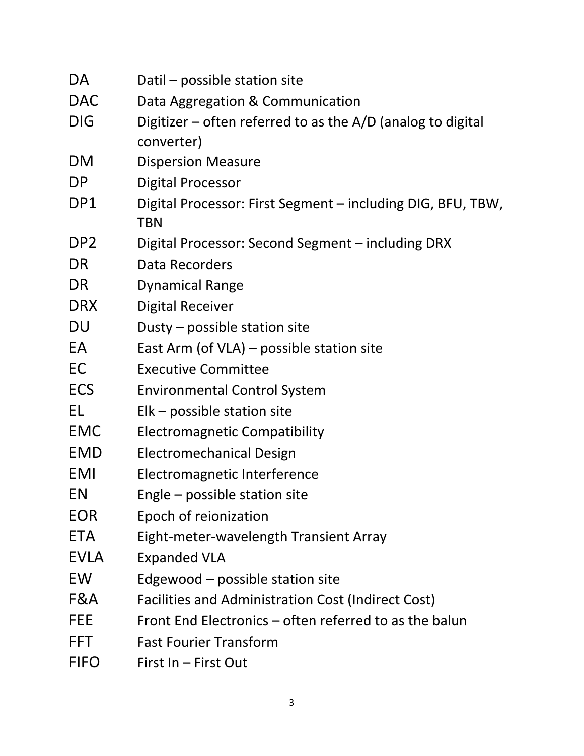| | |
|---|---|
| DA | Datil – possible station site |
| DAC | Data Aggregation & Communication |
| DIG | Digitizer – often referred to as the A/D (analog to digital converter) |
| DM | Dispersion Measure |
| DP | Digital Processor |
| DP1 | Digital Processor: First Segment – including DIG, BFU, TBW, TBN |
| DP2 | Digital Processor: Second Segment – including DRX |
| DR | Data Recorders |
| DR | Dynamical Range |
| DRX | Digital Receiver |
| DU | Dusty – possible station site |
| EA | East Arm (of VLA) – possible station site |
| EC | Executive Committee |
| ECS | Environmental Control System |
| EL | Elk – possible station site |
| EMC | Electromagnetic Compatibility |
| EMD | Electromechanical Design |
| EMI | Electromagnetic Interference |
| EN | Engle – possible station site |
| EOR | Epoch of reionization |
| ETA | Eight-meter-wavelength Transient Array |
| EVLA | Expanded VLA |
| EW | Edgewood – possible station site |
| F&A | Facilities and Administration Cost (Indirect Cost) |
| FEE | Front End Electronics – often referred to as the balun |
| FFT | Fast Fourier Transform |
| FIFO | First In – First Out |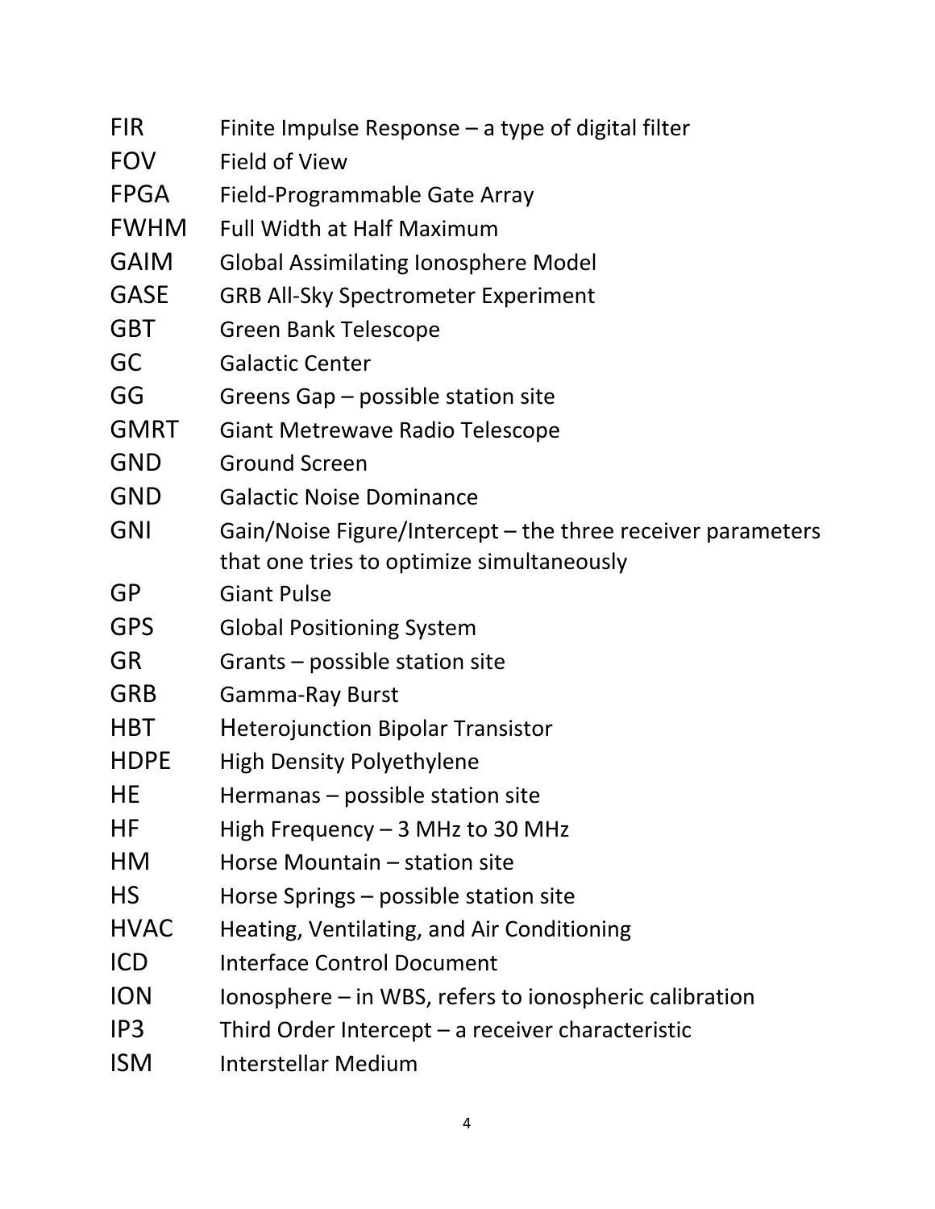| | |
|---|---|
| FIR | Finite Impulse Response – a type of digital filter |
| FOV | Field of View |
| FPGA | Field-Programmable Gate Array |
| FWHM | Full Width at Half Maximum |
| GAIM | Global Assimilating Ionosphere Model |
| GASE | GRB All-Sky Spectrometer Experiment |
| GBT | Green Bank Telescope |
| GC | Galactic Center |
| GG | Greens Gap – possible station site |
| GMRT | Giant Metrewave Radio Telescope |
| GND | Ground Screen |
| GND | Galactic Noise Dominance |
| GNI | Gain/Noise Figure/Intercept – the three receiver parameters that one tries to optimize simultaneously |
| GP | Giant Pulse |
| GPS | Global Positioning System |
| GR | Grants – possible station site |
| GRB | Gamma-Ray Burst |
| HBT | Heterojunction Bipolar Transistor |
| HDPE | High Density Polyethylene |
| HE | Hermanas – possible station site |
| HF | High Frequency – 3 MHz to 30 MHz |
| HM | Horse Mountain – station site |
| HS | Horse Springs – possible station site |
| HVAC | Heating, Ventilating, and Air Conditioning |
| ICD | Interface Control Document |
| ION | Ionosphere – in WBS, refers to ionospheric calibration |
| IP3 | Third Order Intercept – a receiver characteristic |
| ISM | Interstellar Medium |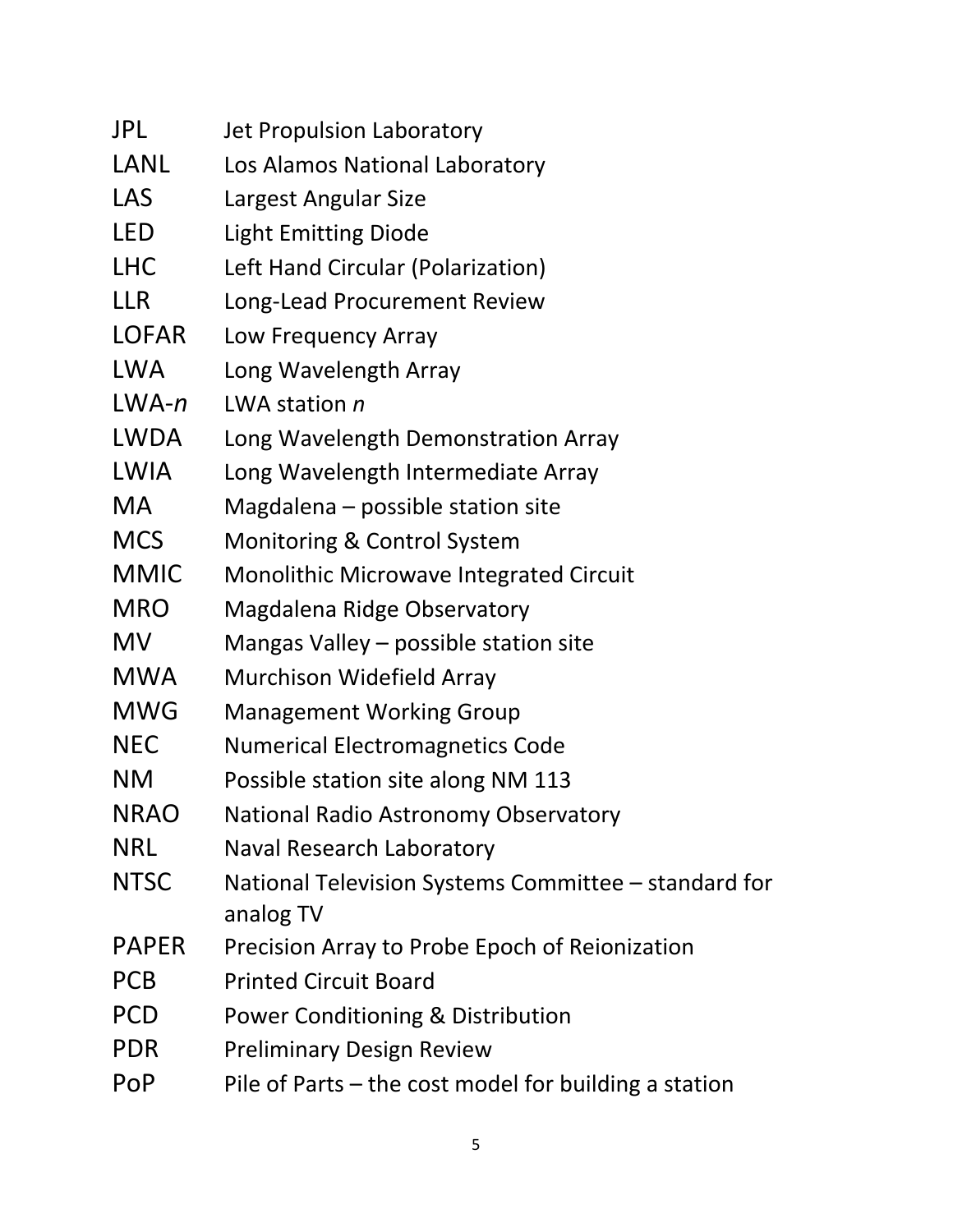| | |
|---|---|
| JPL | Jet Propulsion Laboratory |
| LANL | Los Alamos National Laboratory |
| LAS | Largest Angular Size |
| LED | Light Emitting Diode |
| LHC | Left Hand Circular (Polarization) |
| LLR | Long-Lead Procurement Review |
| LOFAR | Low Frequency Array |
| LWA | Long Wavelength Array |
| LWA-*n* | LWA station *n* |
| LWDA | Long Wavelength Demonstration Array |
| LWIA | Long Wavelength Intermediate Array |
| MA | Magdalena – possible station site |
| MCS | Monitoring & Control System |
| MMIC | Monolithic Microwave Integrated Circuit |
| MRO | Magdalena Ridge Observatory |
| MV | Mangas Valley – possible station site |
| MWA | Murchison Widefield Array |
| MWG | Management Working Group |
| NEC | Numerical Electromagnetics Code |
| NM | Possible station site along NM 113 |
| NRAO | National Radio Astronomy Observatory |
| NRL | Naval Research Laboratory |
| NTSC | National Television Systems Committee – standard for analog TV |
| PAPER | Precision Array to Probe Epoch of Reionization |
| PCB | Printed Circuit Board |
| PCD | Power Conditioning & Distribution |
| PDR | Preliminary Design Review |
| PoP | Pile of Parts – the cost model for building a station |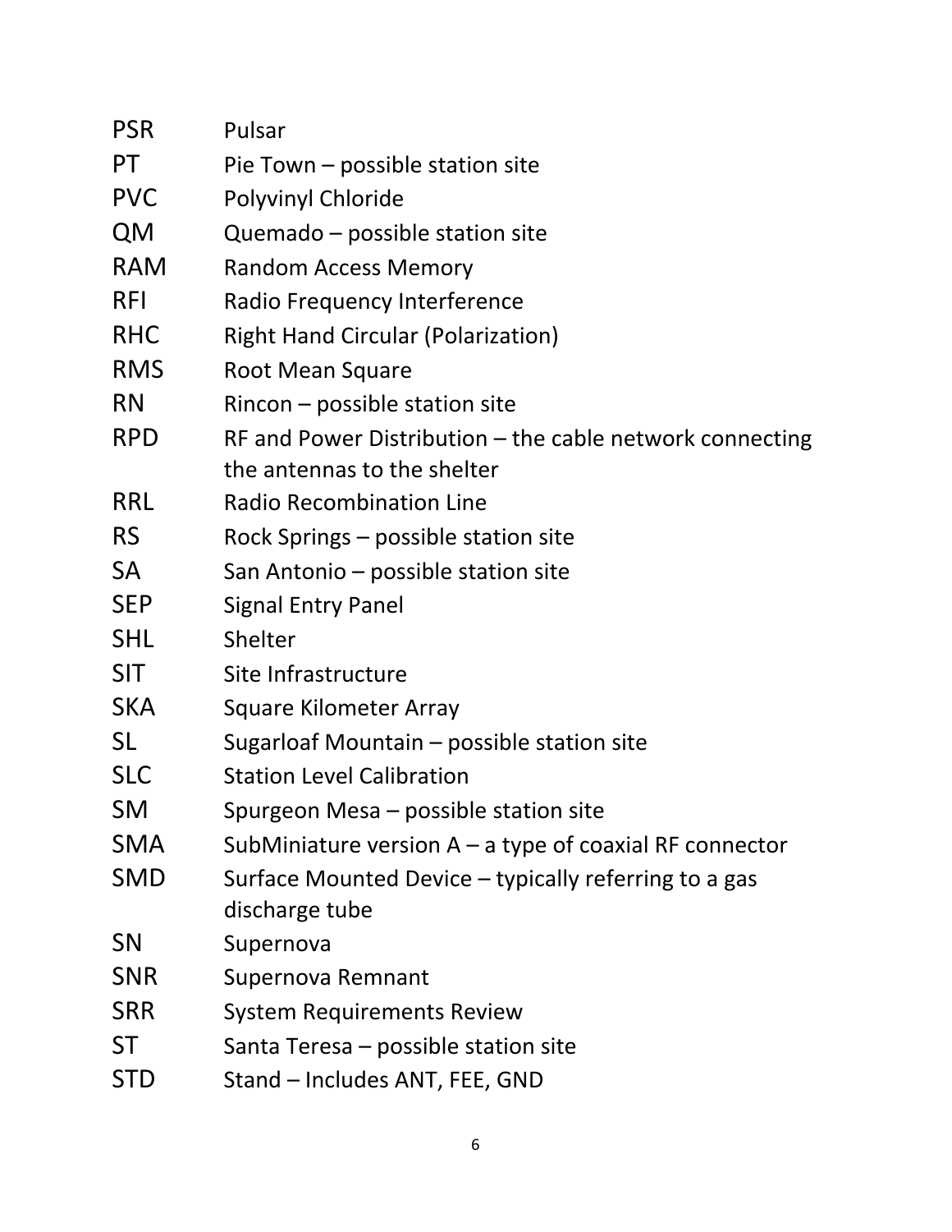| | |
|---|---|
| PSR | Pulsar |
| PT | Pie Town – possible station site |
| PVC | Polyvinyl Chloride |
| QM | Quemado – possible station site |
| RAM | Random Access Memory |
| RFI | Radio Frequency Interference |
| RHC | Right Hand Circular (Polarization) |
| RMS | Root Mean Square |
| RN | Rincon – possible station site |
| RPD | RF and Power Distribution – the cable network connecting the antennas to the shelter |
| RRL | Radio Recombination Line |
| RS | Rock Springs – possible station site |
| SA | San Antonio – possible station site |
| SEP | Signal Entry Panel |
| SHL | Shelter |
| SIT | Site Infrastructure |
| SKA | Square Kilometer Array |
| SL | Sugarloaf Mountain – possible station site |
| SLC | Station Level Calibration |
| SM | Spurgeon Mesa – possible station site |
| SMA | SubMiniature version A – a type of coaxial RF connector |
| SMD | Surface Mounted Device – typically referring to a gas discharge tube |
| SN | Supernova |
| SNR | Supernova Remnant |
| SRR | System Requirements Review |
| ST | Santa Teresa – possible station site |
| STD | Stand – Includes ANT, FEE, GND |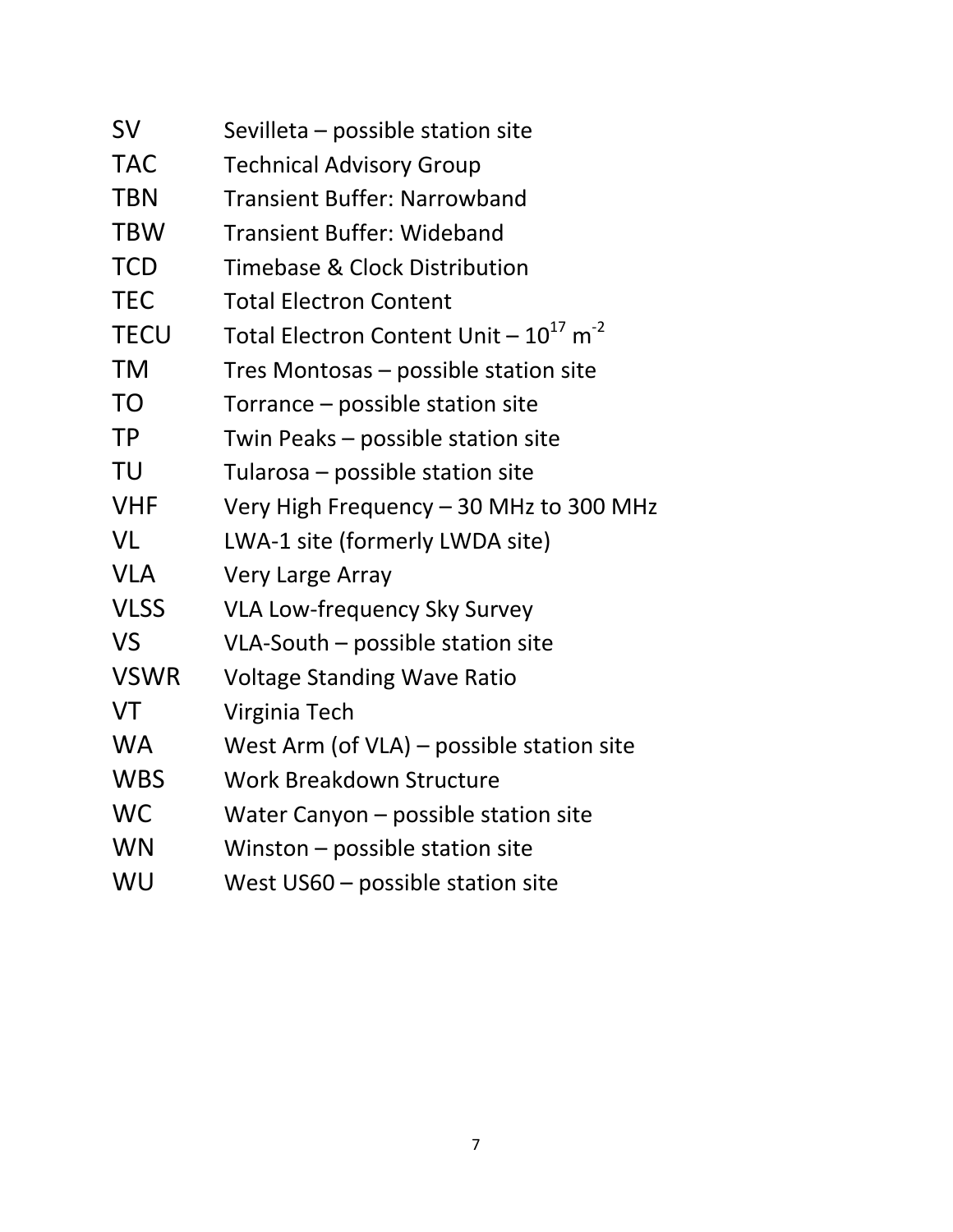| | |
|---|---|
| SV | Sevilleta – possible station site |
| TAC | Technical Advisory Group |
| TBN | Transient Buffer: Narrowband |
| TBW | Transient Buffer: Wideband |
| TCD | Timebase & Clock Distribution |
| TEC | Total Electron Content |
| TECU | Total Electron Content Unit – $10^{17}$ $m^{-2}$ |
| TM | Tres Montosas – possible station site |
| TO | Torrance – possible station site |
| TP | Twin Peaks – possible station site |
| TU | Tularosa – possible station site |
| VHF | Very High Frequency – 30 MHz to 300 MHz |
| VL | LWA-1 site (formerly LWDA site) |
| VLA | Very Large Array |
| VLSS | VLA Low-frequency Sky Survey |
| VS | VLA-South – possible station site |
| VSWR | Voltage Standing Wave Ratio |
| VT | Virginia Tech |
| WA | West Arm (of VLA) – possible station site |
| WBS | Work Breakdown Structure |
| WC | Water Canyon – possible station site |
| WN | Winston – possible station site |
| WU | West US60 – possible station site |